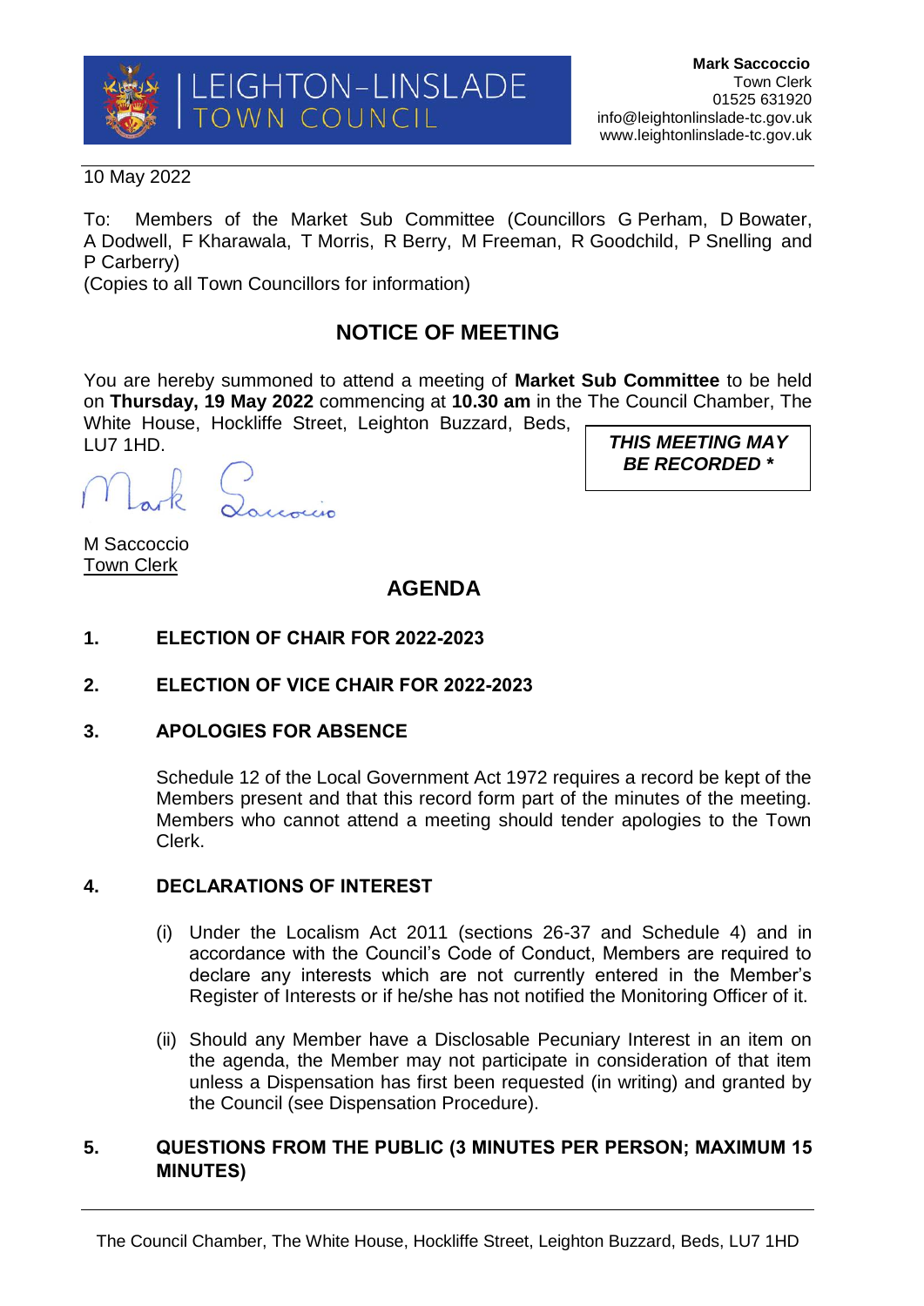LEIGHTON-LINSLADE TOWN COUNCIL

**Mark Saccoccio**
Town Clerk
01525 631920
info@leightonlinslade-tc.gov.uk
www.leightonlinslade-tc.gov.uk

10 May 2022

To: Members of the Market Sub Committee (Councillors G Perham, D Bowater, A Dodwell, F Kharawala, T Morris, R Berry, M Freeman, R Goodchild, P Snelling and P Carberry)
(Copies to all Town Councillors for information)

## NOTICE OF MEETING

You are hereby summoned to attend a meeting of **Market Sub Committee** to be held on **Thursday, 19 May 2022** commencing at **10.30 am** in the The Council Chamber, The White House, Hockliffe Street, Leighton Buzzard, Beds, LU7 1HD.

***THIS MEETING MAY BE RECORDED \****

M Saccoccio
Town Clerk

## AGENDA

**1. ELECTION OF CHAIR FOR 2022-2023**

**2. ELECTION OF VICE CHAIR FOR 2022-2023**

**3. APOLOGIES FOR ABSENCE**

Schedule 12 of the Local Government Act 1972 requires a record be kept of the Members present and that this record form part of the minutes of the meeting. Members who cannot attend a meeting should tender apologies to the Town Clerk.

**4. DECLARATIONS OF INTEREST**

(i) Under the Localism Act 2011 (sections 26-37 and Schedule 4) and in accordance with the Council's Code of Conduct, Members are required to declare any interests which are not currently entered in the Member's Register of Interests or if he/she has not notified the Monitoring Officer of it.

(ii) Should any Member have a Disclosable Pecuniary Interest in an item on the agenda, the Member may not participate in consideration of that item unless a Dispensation has first been requested (in writing) and granted by the Council (see Dispensation Procedure).

**5. QUESTIONS FROM THE PUBLIC (3 MINUTES PER PERSON; MAXIMUM 15 MINUTES)**

The Council Chamber, The White House, Hockliffe Street, Leighton Buzzard, Beds, LU7 1HD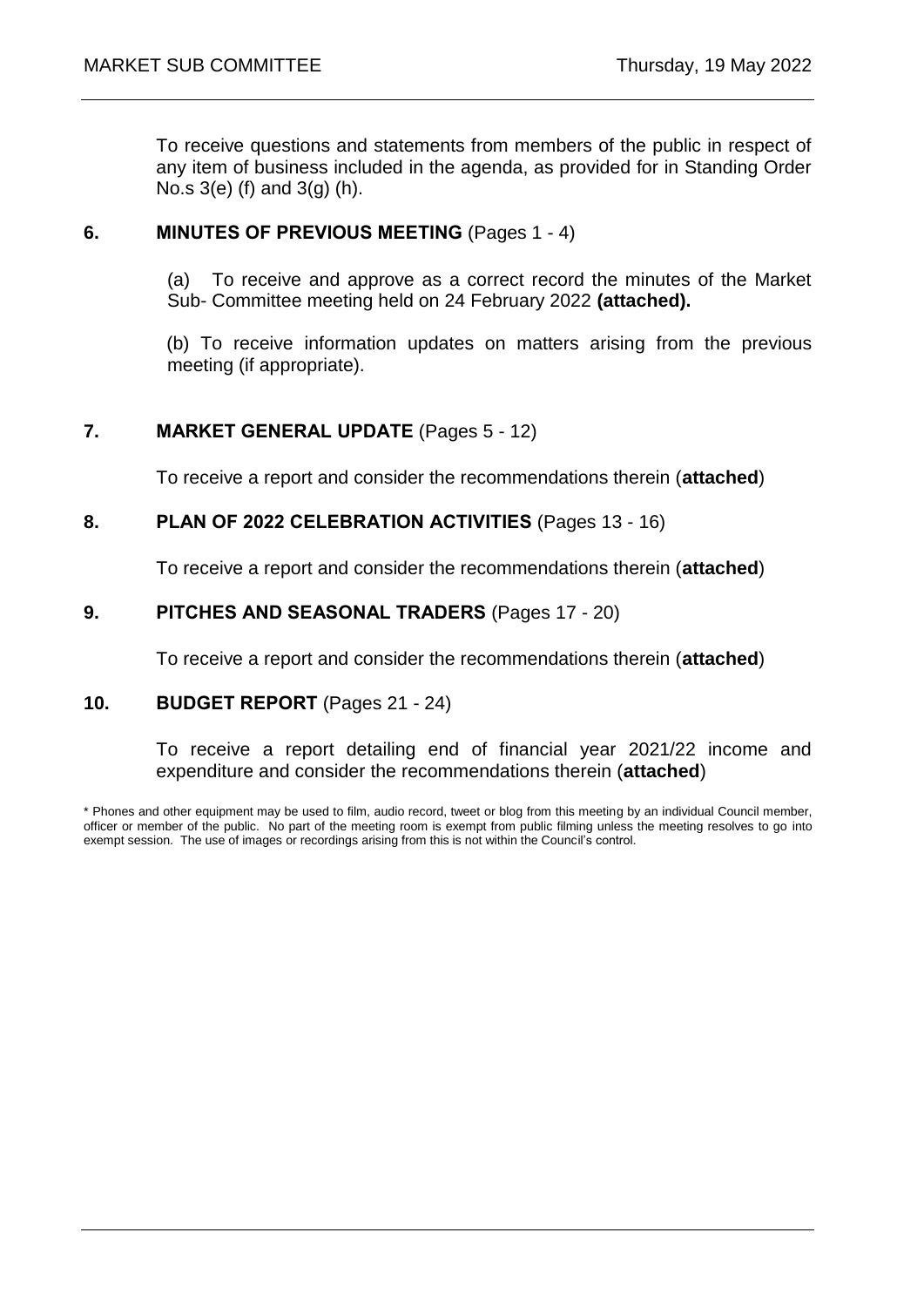To receive questions and statements from members of the public in respect of any item of business included in the agenda, as provided for in Standing Order No.s 3(e) (f) and 3(g) (h).

**6. MINUTES OF PREVIOUS MEETING** (Pages 1 - 4)

(a) To receive and approve as a correct record the minutes of the Market Sub- Committee meeting held on 24 February 2022 **(attached).**

(b) To receive information updates on matters arising from the previous meeting (if appropriate).

**7. MARKET GENERAL UPDATE** (Pages 5 - 12)

To receive a report and consider the recommendations therein (**attached**)

**8. PLAN OF 2022 CELEBRATION ACTIVITIES** (Pages 13 - 16)

To receive a report and consider the recommendations therein (**attached**)

**9. PITCHES AND SEASONAL TRADERS** (Pages 17 - 20)

To receive a report and consider the recommendations therein (**attached**)

**10. BUDGET REPORT** (Pages 21 - 24)

To receive a report detailing end of financial year 2021/22 income and expenditure and consider the recommendations therein (**attached**)

* Phones and other equipment may be used to film, audio record, tweet or blog from this meeting by an individual Council member, officer or member of the public. No part of the meeting room is exempt from public filming unless the meeting resolves to go into exempt session. The use of images or recordings arising from this is not within the Council's control.